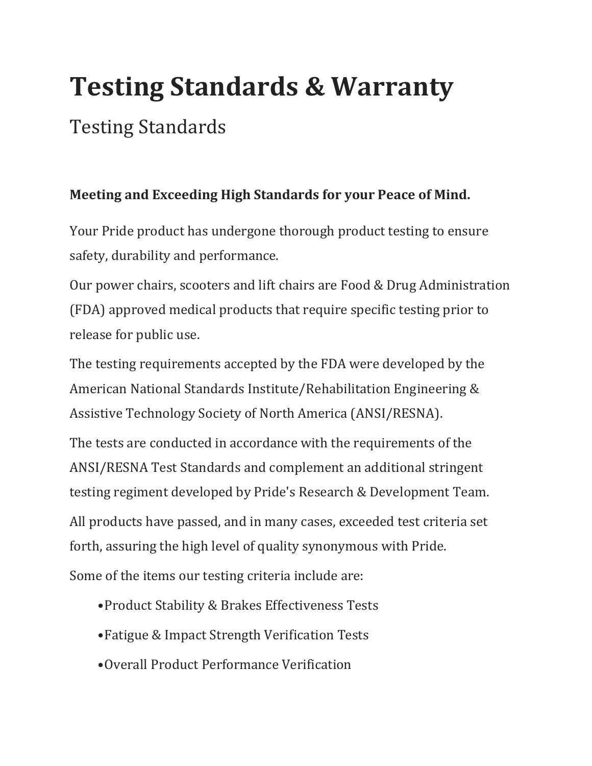# Testing Standards & Warranty

## Testing Standards

**Meeting and Exceeding High Standards for your Peace of Mind.**

Your Pride product has undergone thorough product testing to ensure safety, durability and performance.

Our power chairs, scooters and lift chairs are Food & Drug Administration (FDA) approved medical products that require specific testing prior to release for public use.

The testing requirements accepted by the FDA were developed by the American National Standards Institute/Rehabilitation Engineering & Assistive Technology Society of North America (ANSI/RESNA).

The tests are conducted in accordance with the requirements of the ANSI/RESNA Test Standards and complement an additional stringent testing regiment developed by Pride's Research & Development Team.

All products have passed, and in many cases, exceeded test criteria set forth, assuring the high level of quality synonymous with Pride.

Some of the items our testing criteria include are:

- Product Stability & Brakes Effectiveness Tests
- Fatigue & Impact Strength Verification Tests
- Overall Product Performance Verification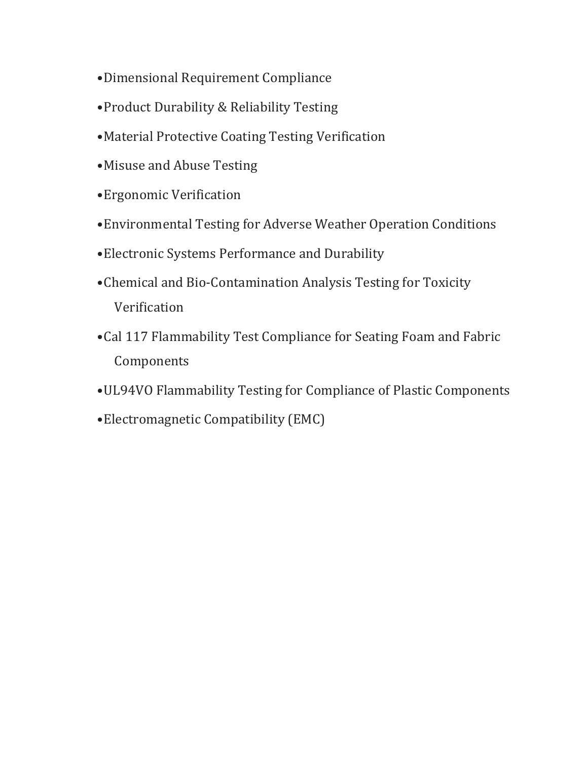- Dimensional Requirement Compliance
- Product Durability & Reliability Testing
- Material Protective Coating Testing Verification
- Misuse and Abuse Testing
- Ergonomic Verification
- Environmental Testing for Adverse Weather Operation Conditions
- Electronic Systems Performance and Durability
- Chemical and Bio-Contamination Analysis Testing for Toxicity Verification
- Cal 117 Flammability Test Compliance for Seating Foam and Fabric Components
- UL94VO Flammability Testing for Compliance of Plastic Components
- Electromagnetic Compatibility (EMC)